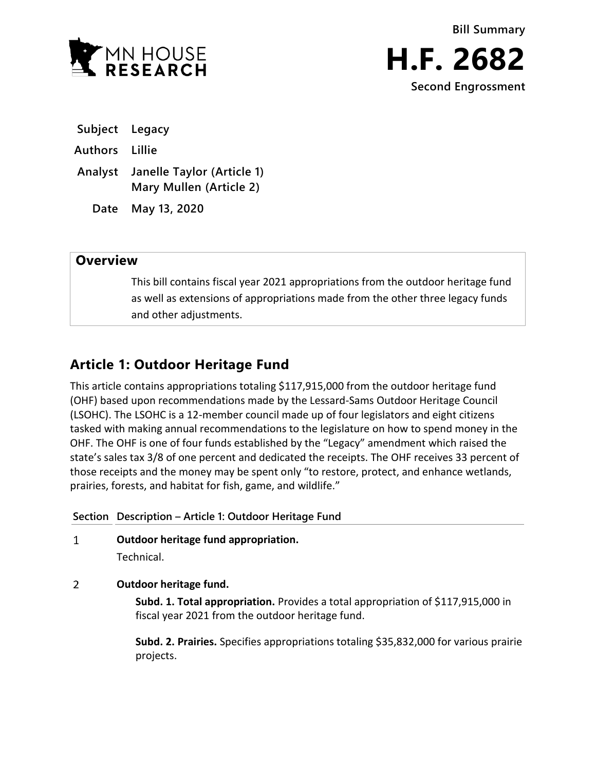MN HOUSE RESEARCH

**Bill Summary**

# H.F. 2682

**Second Engrossment**

| | |
|---|---|
| **Subject** | Legacy |
| **Authors** | Lillie |
| **Analyst** | Janelle Taylor (Article 1)<br>Mary Mullen (Article 2) |
| **Date** | May 13, 2020 |

## Overview

This bill contains fiscal year 2021 appropriations from the outdoor heritage fund as well as extensions of appropriations made from the other three legacy funds and other adjustments.

## Article 1: Outdoor Heritage Fund

This article contains appropriations totaling $117,915,000 from the outdoor heritage fund (OHF) based upon recommendations made by the Lessard-Sams Outdoor Heritage Council (LSOHC). The LSOHC is a 12-member council made up of four legislators and eight citizens tasked with making annual recommendations to the legislature on how to spend money in the OHF. The OHF is one of four funds established by the "Legacy" amendment which raised the state's sales tax 3/8 of one percent and dedicated the receipts. The OHF receives 33 percent of those receipts and the money may be spent only "to restore, protect, and enhance wetlands, prairies, forests, and habitat for fish, game, and wildlife."

| Section | Description – Article 1: Outdoor Heritage Fund |
|---|---|
| 1 | **Outdoor heritage fund appropriation.**<br>Technical. |
| 2 | **Outdoor heritage fund.**<br>**Subd. 1. Total appropriation.** Provides a total appropriation of $117,915,000 in fiscal year 2021 from the outdoor heritage fund.<br>**Subd. 2. Prairies.** Specifies appropriations totaling $35,832,000 for various prairie projects. |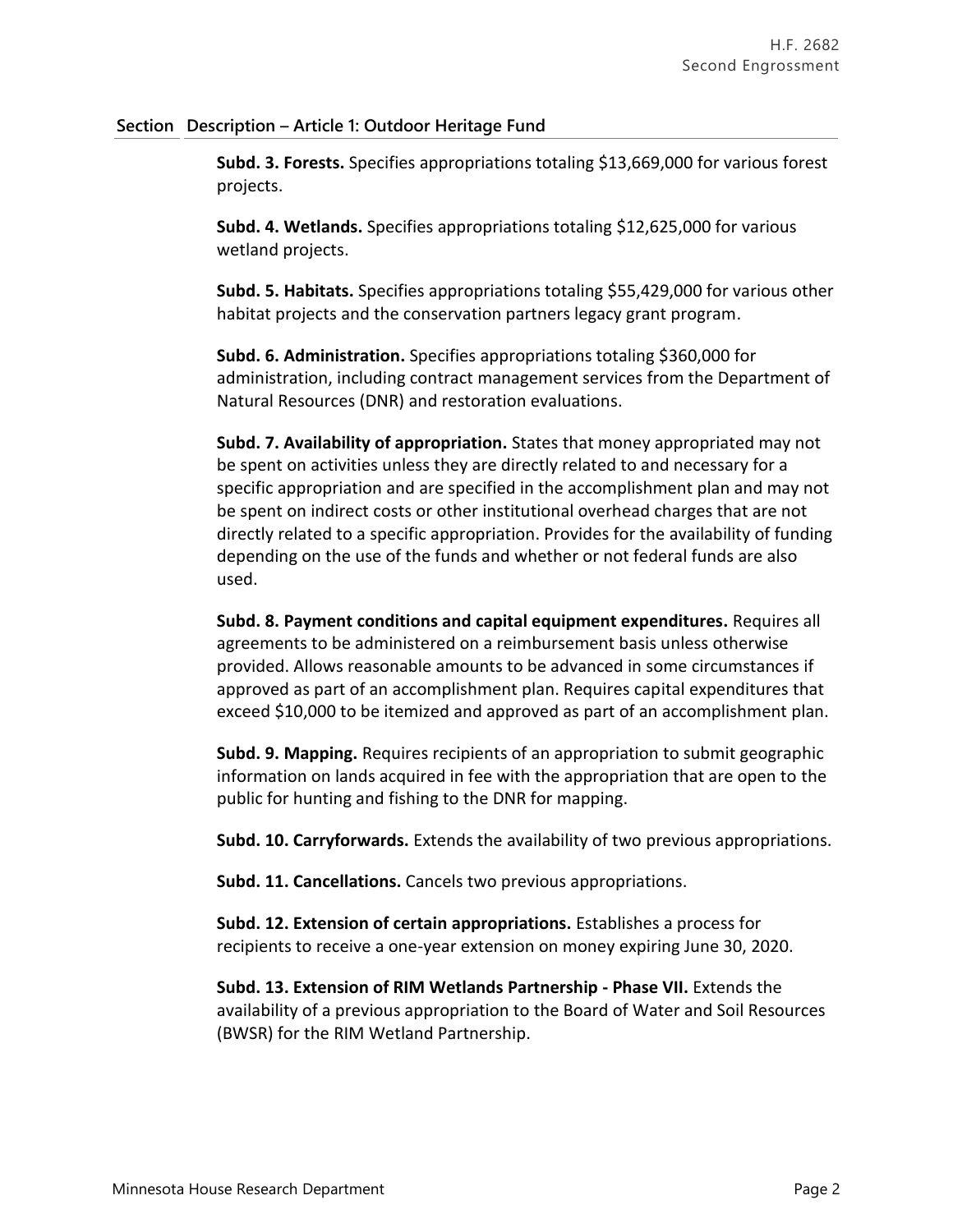| Section | Description – Article 1: Outdoor Heritage Fund |
|---|---|

**Subd. 3. Forests.** Specifies appropriations totaling $13,669,000 for various forest projects.

**Subd. 4. Wetlands.** Specifies appropriations totaling $12,625,000 for various wetland projects.

**Subd. 5. Habitats.** Specifies appropriations totaling $55,429,000 for various other habitat projects and the conservation partners legacy grant program.

**Subd. 6. Administration.** Specifies appropriations totaling $360,000 for administration, including contract management services from the Department of Natural Resources (DNR) and restoration evaluations.

**Subd. 7. Availability of appropriation.** States that money appropriated may not be spent on activities unless they are directly related to and necessary for a specific appropriation and are specified in the accomplishment plan and may not be spent on indirect costs or other institutional overhead charges that are not directly related to a specific appropriation. Provides for the availability of funding depending on the use of the funds and whether or not federal funds are also used.

**Subd. 8. Payment conditions and capital equipment expenditures.** Requires all agreements to be administered on a reimbursement basis unless otherwise provided. Allows reasonable amounts to be advanced in some circumstances if approved as part of an accomplishment plan. Requires capital expenditures that exceed $10,000 to be itemized and approved as part of an accomplishment plan.

**Subd. 9. Mapping.** Requires recipients of an appropriation to submit geographic information on lands acquired in fee with the appropriation that are open to the public for hunting and fishing to the DNR for mapping.

**Subd. 10. Carryforwards.** Extends the availability of two previous appropriations.

**Subd. 11. Cancellations.** Cancels two previous appropriations.

**Subd. 12. Extension of certain appropriations.** Establishes a process for recipients to receive a one-year extension on money expiring June 30, 2020.

**Subd. 13. Extension of RIM Wetlands Partnership - Phase VII.** Extends the availability of a previous appropriation to the Board of Water and Soil Resources (BWSR) for the RIM Wetland Partnership.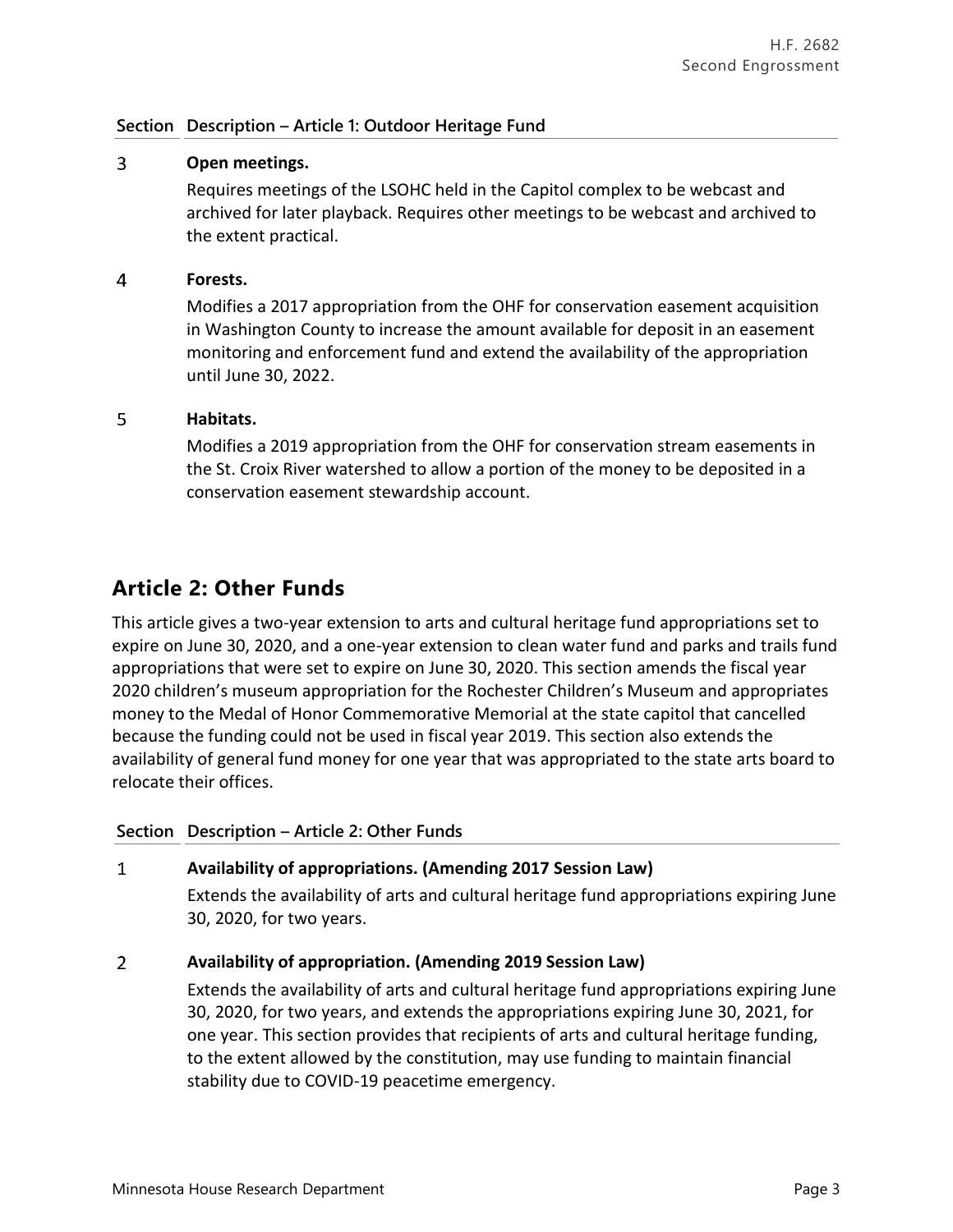| Section | Description – Article 1: Outdoor Heritage Fund |
|---|---|
| 3 | **Open meetings.** Requires meetings of the LSOHC held in the Capitol complex to be webcast and archived for later playback. Requires other meetings to be webcast and archived to the extent practical. |
| 4 | **Forests.** Modifies a 2017 appropriation from the OHF for conservation easement acquisition in Washington County to increase the amount available for deposit in an easement monitoring and enforcement fund and extend the availability of the appropriation until June 30, 2022. |
| 5 | **Habitats.** Modifies a 2019 appropriation from the OHF for conservation stream easements in the St. Croix River watershed to allow a portion of the money to be deposited in a conservation easement stewardship account. |

## Article 2: Other Funds

This article gives a two-year extension to arts and cultural heritage fund appropriations set to expire on June 30, 2020, and a one-year extension to clean water fund and parks and trails fund appropriations that were set to expire on June 30, 2020. This section amends the fiscal year 2020 children's museum appropriation for the Rochester Children's Museum and appropriates money to the Medal of Honor Commemorative Memorial at the state capitol that cancelled because the funding could not be used in fiscal year 2019. This section also extends the availability of general fund money for one year that was appropriated to the state arts board to relocate their offices.

| Section | Description – Article 2: Other Funds |
|---|---|
| 1 | **Availability of appropriations. (Amending 2017 Session Law)** Extends the availability of arts and cultural heritage fund appropriations expiring June 30, 2020, for two years. |
| 2 | **Availability of appropriation. (Amending 2019 Session Law)** Extends the availability of arts and cultural heritage fund appropriations expiring June 30, 2020, for two years, and extends the appropriations expiring June 30, 2021, for one year. This section provides that recipients of arts and cultural heritage funding, to the extent allowed by the constitution, may use funding to maintain financial stability due to COVID-19 peacetime emergency. |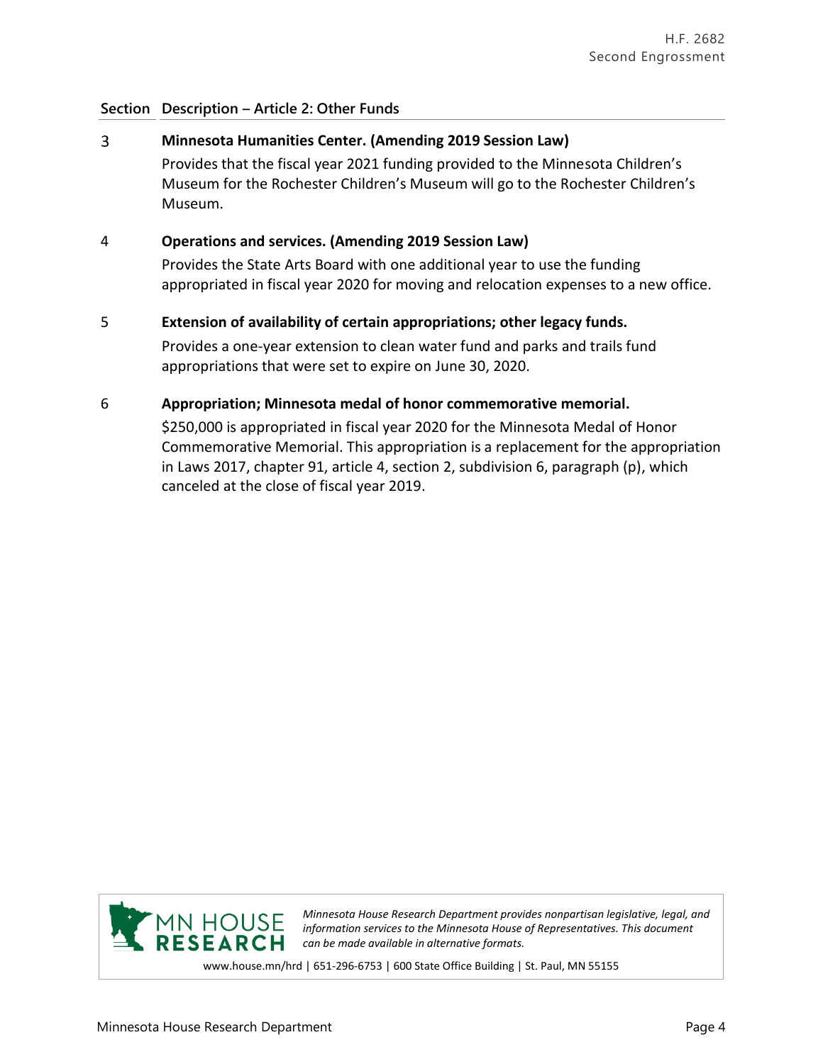| Section | Description – Article 2: Other Funds |
|---|---|
| 3 | **Minnesota Humanities Center. (Amending 2019 Session Law)**<br>Provides that the fiscal year 2021 funding provided to the Minnesota Children's Museum for the Rochester Children's Museum will go to the Rochester Children's Museum. |
| 4 | **Operations and services. (Amending 2019 Session Law)**<br>Provides the State Arts Board with one additional year to use the funding appropriated in fiscal year 2020 for moving and relocation expenses to a new office. |
| 5 | **Extension of availability of certain appropriations; other legacy funds.**<br>Provides a one-year extension to clean water fund and parks and trails fund appropriations that were set to expire on June 30, 2020. |
| 6 | **Appropriation; Minnesota medal of honor commemorative memorial.**<br>$250,000 is appropriated in fiscal year 2020 for the Minnesota Medal of Honor Commemorative Memorial. This appropriation is a replacement for the appropriation in Laws 2017, chapter 91, article 4, section 2, subdivision 6, paragraph (p), which canceled at the close of fiscal year 2019. |

MN HOUSE RESEARCH

*Minnesota House Research Department provides nonpartisan legislative, legal, and information services to the Minnesota House of Representatives. This document can be made available in alternative formats.*

www.house.mn/hrd | 651-296-6753 | 600 State Office Building | St. Paul, MN 55155